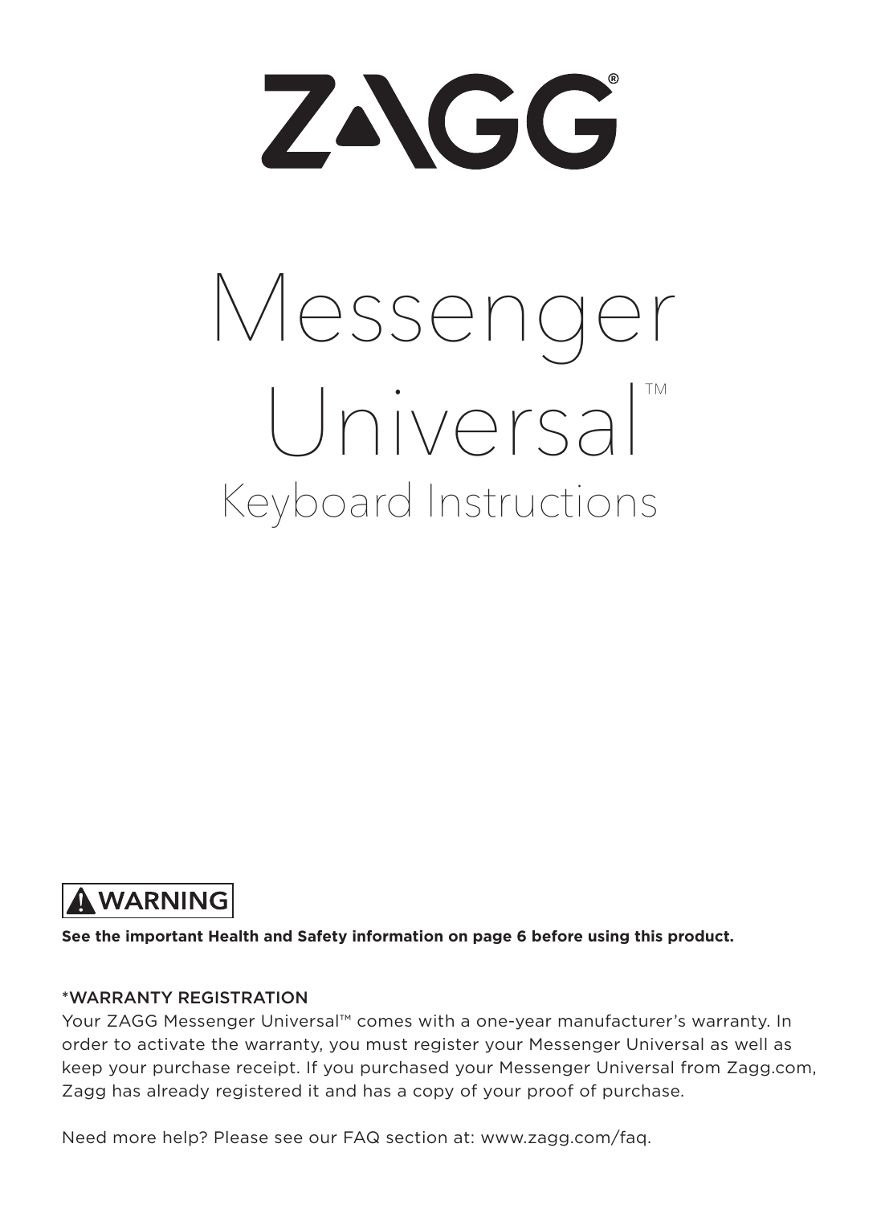# ZAGG®

# Messenger Universal™

## Keyboard Instructions

**⚠ WARNING**

**See the important Health and Safety information on page 6 before using this product.**

*WARRANTY REGISTRATION

Your ZAGG Messenger Universal™ comes with a one-year manufacturer's warranty. In order to activate the warranty, you must register your Messenger Universal as well as keep your purchase receipt. If you purchased your Messenger Universal from Zagg.com, Zagg has already registered it and has a copy of your proof of purchase.

Need more help? Please see our FAQ section at: www.zagg.com/faq.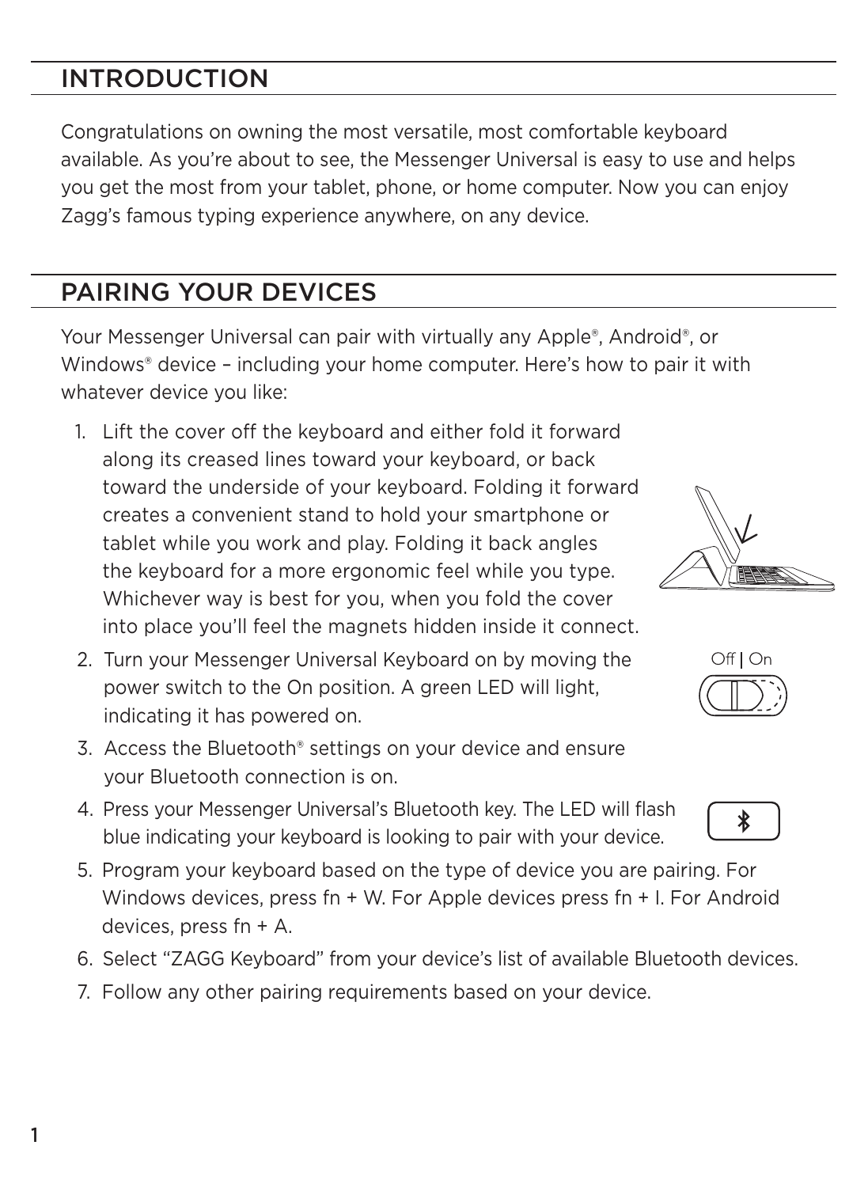## INTRODUCTION

Congratulations on owning the most versatile, most comfortable keyboard available. As you're about to see, the Messenger Universal is easy to use and helps you get the most from your tablet, phone, or home computer. Now you can enjoy Zagg's famous typing experience anywhere, on any device.

## PAIRING YOUR DEVICES

Your Messenger Universal can pair with virtually any Apple®, Android®, or Windows® device – including your home computer. Here's how to pair it with whatever device you like:

1. Lift the cover off the keyboard and either fold it forward along its creased lines toward your keyboard, or back toward the underside of your keyboard. Folding it forward creates a convenient stand to hold your smartphone or tablet while you work and play. Folding it back angles the keyboard for a more ergonomic feel while you type. Whichever way is best for you, when you fold the cover into place you'll feel the magnets hidden inside it connect.
2. Turn your Messenger Universal Keyboard on by moving the power switch to the On position. A green LED will light, indicating it has powered on.
3. Access the Bluetooth® settings on your device and ensure your Bluetooth connection is on.
4. Press your Messenger Universal's Bluetooth key. The LED will flash blue indicating your keyboard is looking to pair with your device.
5. Program your keyboard based on the type of device you are pairing. For Windows devices, press fn + W. For Apple devices press fn + I. For Android devices, press fn + A.
6. Select "ZAGG Keyboard" from your device's list of available Bluetooth devices.
7. Follow any other pairing requirements based on your device.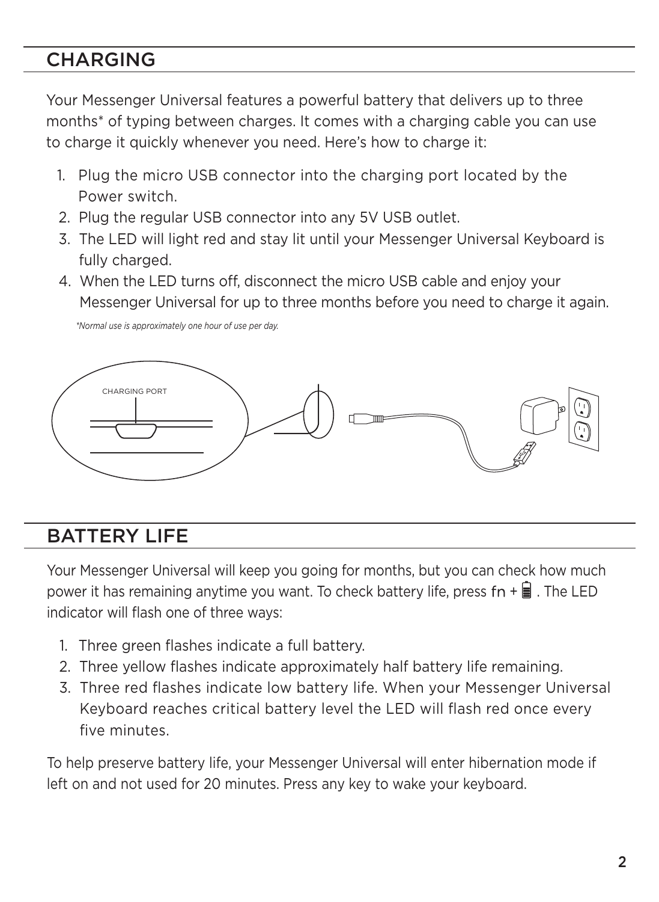## CHARGING

Your Messenger Universal features a powerful battery that delivers up to three months* of typing between charges. It comes with a charging cable you can use to charge it quickly whenever you need. Here's how to charge it:

1. Plug the micro USB connector into the charging port located by the Power switch.
2. Plug the regular USB connector into any 5V USB outlet.
3. The LED will light red and stay lit until your Messenger Universal Keyboard is fully charged.
4. When the LED turns off, disconnect the micro USB cable and enjoy your Messenger Universal for up to three months before you need to charge it again.

*\*Normal use is approximately one hour of use per day.*

CHARGING PORT

## BATTERY LIFE

Your Messenger Universal will keep you going for months, but you can check how much power it has remaining anytime you want. To check battery life, press fn + 🔋. The LED indicator will flash one of three ways:

1. Three green flashes indicate a full battery.
2. Three yellow flashes indicate approximately half battery life remaining.
3. Three red flashes indicate low battery life. When your Messenger Universal Keyboard reaches critical battery level the LED will flash red once every five minutes.

To help preserve battery life, your Messenger Universal will enter hibernation mode if left on and not used for 20 minutes. Press any key to wake your keyboard.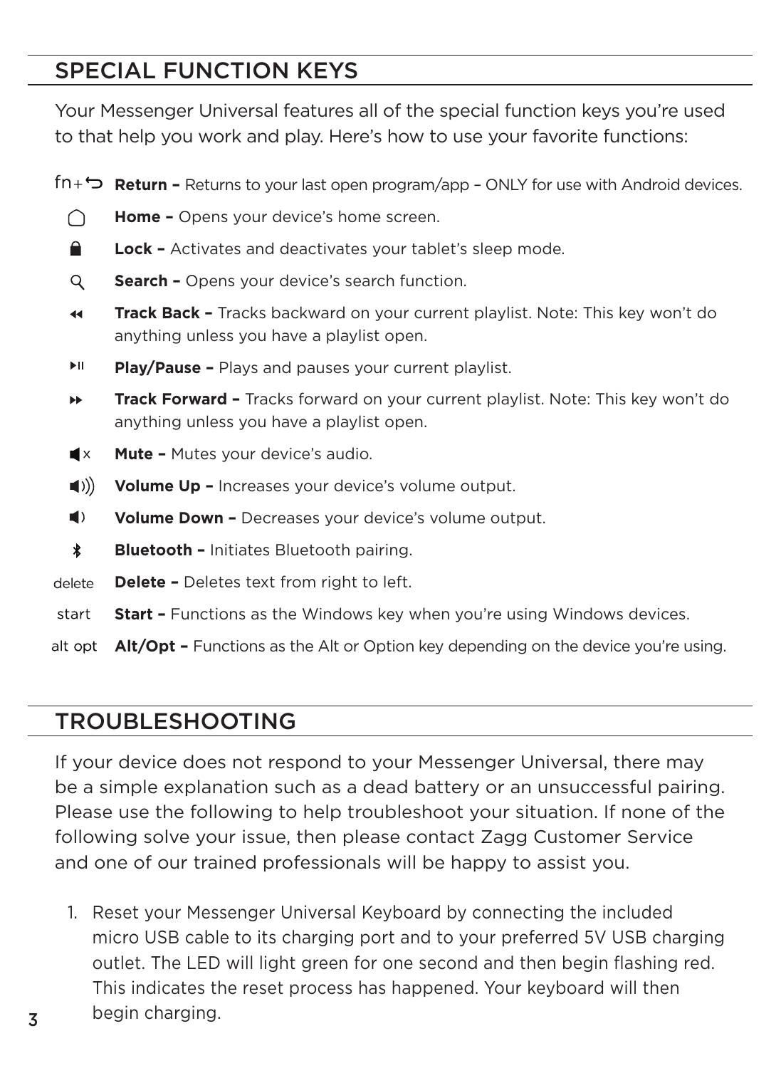## SPECIAL FUNCTION KEYS

Your Messenger Universal features all of the special function keys you're used to that help you work and play. Here's how to use your favorite functions:

- fn+ ⮌ **Return –** Returns to your last open program/app – ONLY for use with Android devices.
- **Home –** Opens your device's home screen.
- **Lock –** Activates and deactivates your tablet's sleep mode.
- **Search –** Opens your device's search function.
- **Track Back –** Tracks backward on your current playlist. Note: This key won't do anything unless you have a playlist open.
- **Play/Pause –** Plays and pauses your current playlist.
- **Track Forward –** Tracks forward on your current playlist. Note: This key won't do anything unless you have a playlist open.
- **Mute –** Mutes your device's audio.
- **Volume Up –** Increases your device's volume output.
- **Volume Down –** Decreases your device's volume output.
- **Bluetooth –** Initiates Bluetooth pairing.
- delete **Delete –** Deletes text from right to left.
- start **Start –** Functions as the Windows key when you're using Windows devices.
- alt opt **Alt/Opt –** Functions as the Alt or Option key depending on the device you're using.

## TROUBLESHOOTING

If your device does not respond to your Messenger Universal, there may be a simple explanation such as a dead battery or an unsuccessful pairing. Please use the following to help troubleshoot your situation. If none of the following solve your issue, then please contact Zagg Customer Service and one of our trained professionals will be happy to assist you.

1. Reset your Messenger Universal Keyboard by connecting the included micro USB cable to its charging port and to your preferred 5V USB charging outlet. The LED will light green for one second and then begin flashing red. This indicates the reset process has happened. Your keyboard will then begin charging.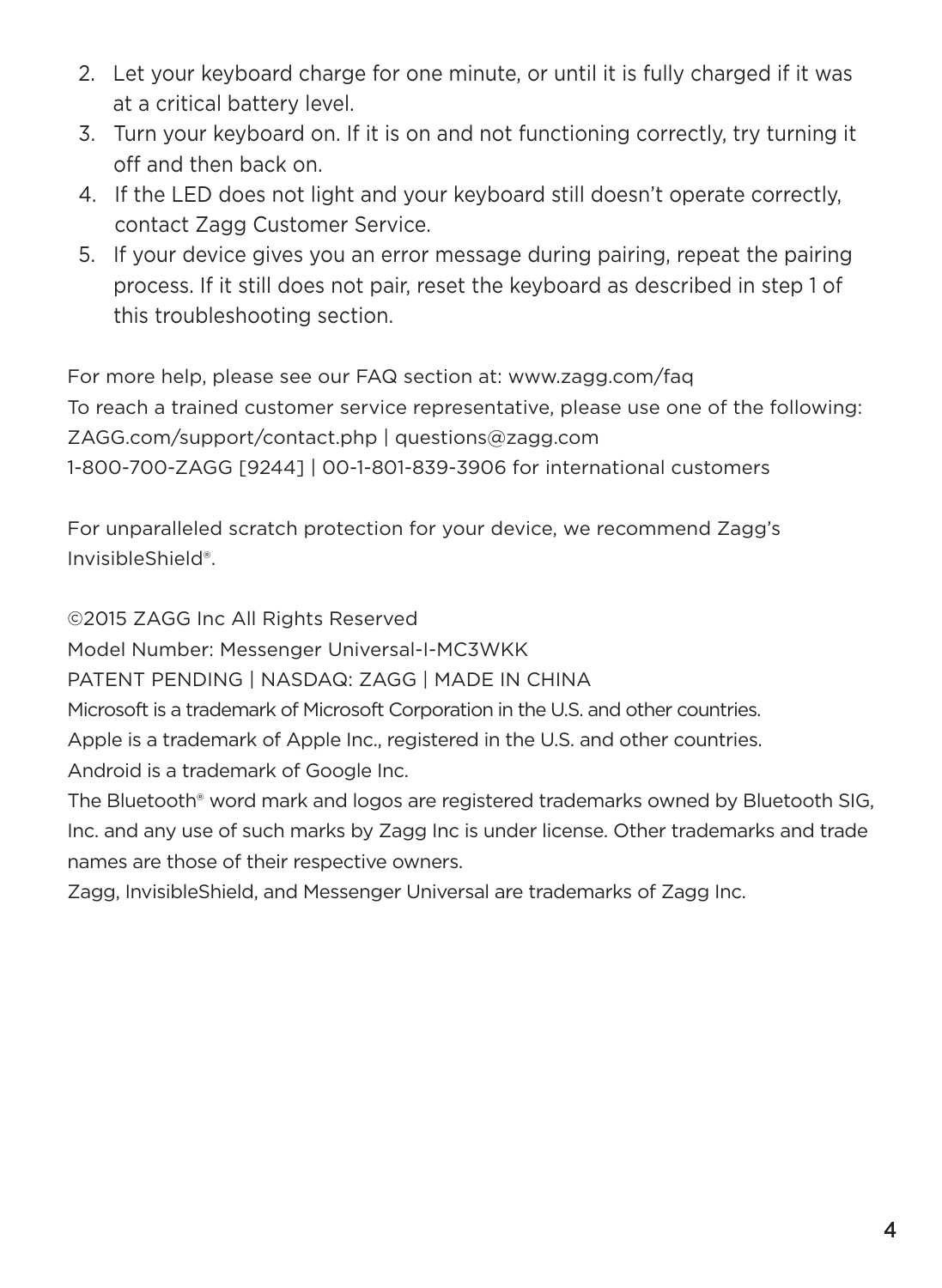2. Let your keyboard charge for one minute, or until it is fully charged if it was at a critical battery level.
3. Turn your keyboard on. If it is on and not functioning correctly, try turning it off and then back on.
4. If the LED does not light and your keyboard still doesn't operate correctly, contact Zagg Customer Service.
5. If your device gives you an error message during pairing, repeat the pairing process. If it still does not pair, reset the keyboard as described in step 1 of this troubleshooting section.

For more help, please see our FAQ section at: www.zagg.com/faq
To reach a trained customer service representative, please use one of the following:
ZAGG.com/support/contact.php | questions@zagg.com
1-800-700-ZAGG [9244] | 00-1-801-839-3906 for international customers

For unparalleled scratch protection for your device, we recommend Zagg's InvisibleShield®.

©2015 ZAGG Inc All Rights Reserved
Model Number: Messenger Universal-I-MC3WKK
PATENT PENDING | NASDAQ: ZAGG | MADE IN CHINA
Microsoft is a trademark of Microsoft Corporation in the U.S. and other countries.
Apple is a trademark of Apple Inc., registered in the U.S. and other countries.
Android is a trademark of Google Inc.
The Bluetooth® word mark and logos are registered trademarks owned by Bluetooth SIG, Inc. and any use of such marks by Zagg Inc is under license. Other trademarks and trade names are those of their respective owners.
Zagg, InvisibleShield, and Messenger Universal are trademarks of Zagg Inc.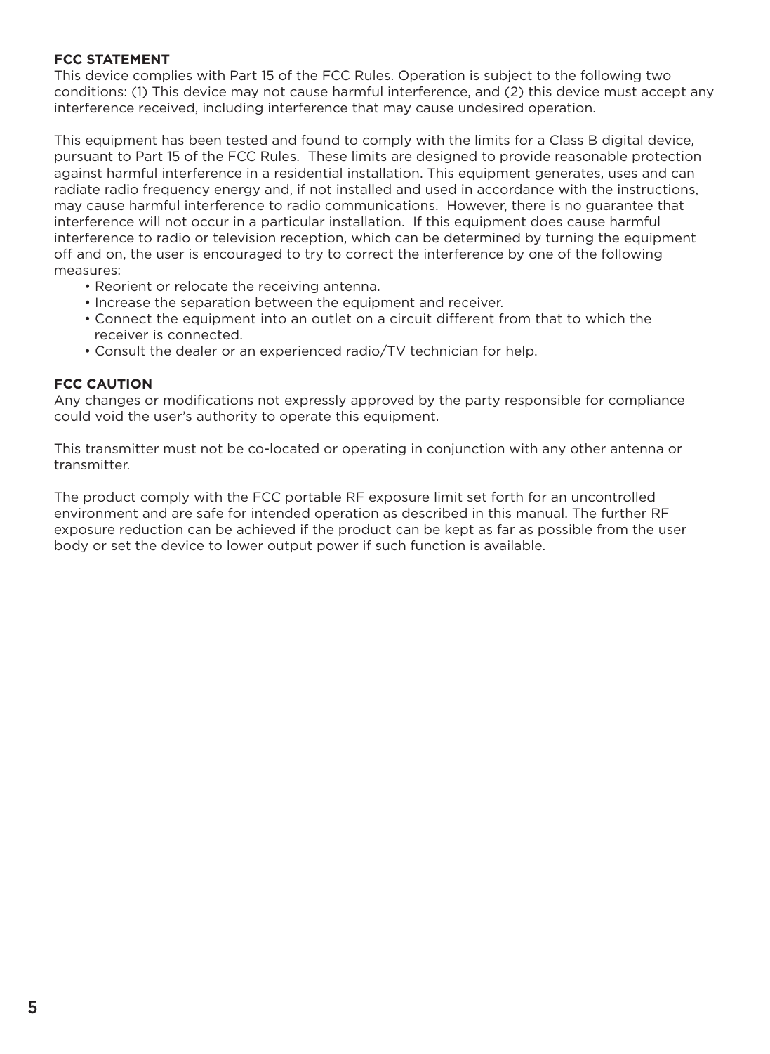**FCC STATEMENT**

This device complies with Part 15 of the FCC Rules. Operation is subject to the following two conditions: (1) This device may not cause harmful interference, and (2) this device must accept any interference received, including interference that may cause undesired operation.

This equipment has been tested and found to comply with the limits for a Class B digital device, pursuant to Part 15 of the FCC Rules. These limits are designed to provide reasonable protection against harmful interference in a residential installation. This equipment generates, uses and can radiate radio frequency energy and, if not installed and used in accordance with the instructions, may cause harmful interference to radio communications. However, there is no guarantee that interference will not occur in a particular installation. If this equipment does cause harmful interference to radio or television reception, which can be determined by turning the equipment off and on, the user is encouraged to try to correct the interference by one of the following measures:

- Reorient or relocate the receiving antenna.
- Increase the separation between the equipment and receiver.
- Connect the equipment into an outlet on a circuit different from that to which the receiver is connected.
- Consult the dealer or an experienced radio/TV technician for help.

**FCC CAUTION**

Any changes or modifications not expressly approved by the party responsible for compliance could void the user's authority to operate this equipment.

This transmitter must not be co-located or operating in conjunction with any other antenna or transmitter.

The product comply with the FCC portable RF exposure limit set forth for an uncontrolled environment and are safe for intended operation as described in this manual. The further RF exposure reduction can be achieved if the product can be kept as far as possible from the user body or set the device to lower output power if such function is available.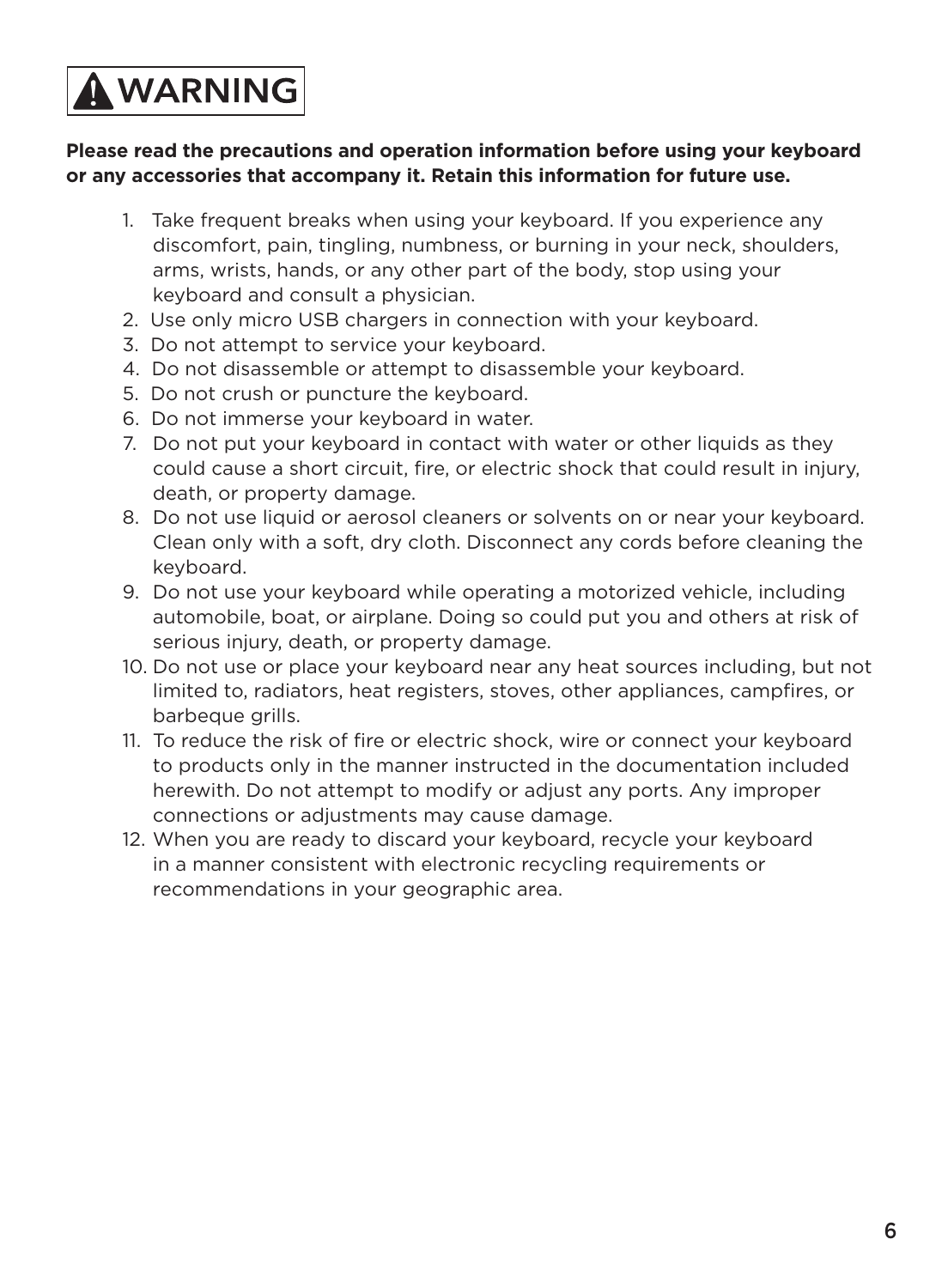# ⚠ WARNING

**Please read the precautions and operation information before using your keyboard or any accessories that accompany it. Retain this information for future use.**

1. Take frequent breaks when using your keyboard. If you experience any discomfort, pain, tingling, numbness, or burning in your neck, shoulders, arms, wrists, hands, or any other part of the body, stop using your keyboard and consult a physician.
2. Use only micro USB chargers in connection with your keyboard.
3. Do not attempt to service your keyboard.
4. Do not disassemble or attempt to disassemble your keyboard.
5. Do not crush or puncture the keyboard.
6. Do not immerse your keyboard in water.
7. Do not put your keyboard in contact with water or other liquids as they could cause a short circuit, fire, or electric shock that could result in injury, death, or property damage.
8. Do not use liquid or aerosol cleaners or solvents on or near your keyboard. Clean only with a soft, dry cloth. Disconnect any cords before cleaning the keyboard.
9. Do not use your keyboard while operating a motorized vehicle, including automobile, boat, or airplane. Doing so could put you and others at risk of serious injury, death, or property damage.
10. Do not use or place your keyboard near any heat sources including, but not limited to, radiators, heat registers, stoves, other appliances, campfires, or barbeque grills.
11. To reduce the risk of fire or electric shock, wire or connect your keyboard to products only in the manner instructed in the documentation included herewith. Do not attempt to modify or adjust any ports. Any improper connections or adjustments may cause damage.
12. When you are ready to discard your keyboard, recycle your keyboard in a manner consistent with electronic recycling requirements or recommendations in your geographic area.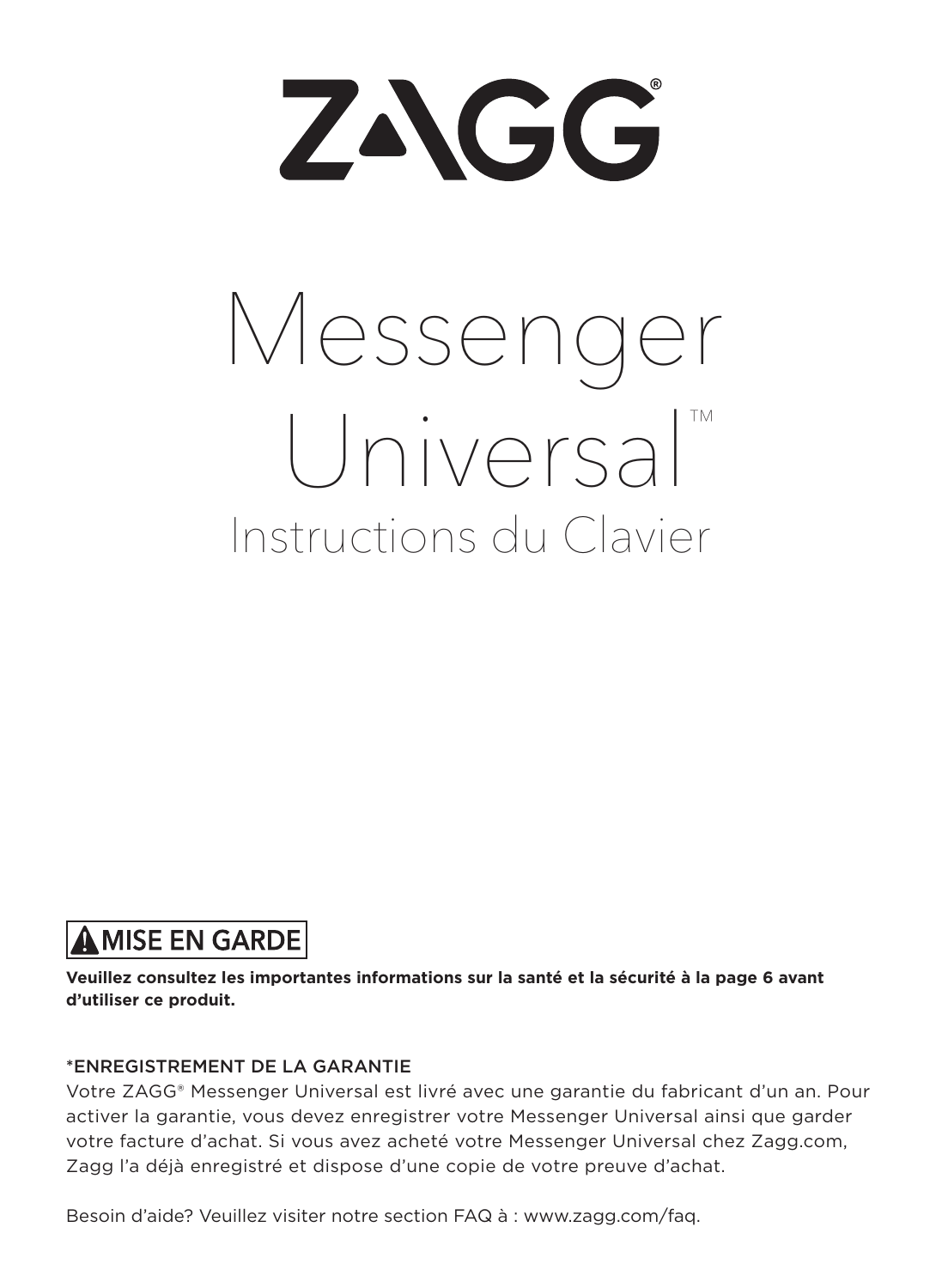# ZAGG®

# Messenger Universal™

## Instructions du Clavier

**⚠ MISE EN GARDE**

**Veuillez consultez les importantes informations sur la santé et la sécurité à la page 6 avant d'utiliser ce produit.**

*ENREGISTREMENT DE LA GARANTIE

Votre ZAGG® Messenger Universal est livré avec une garantie du fabricant d'un an. Pour activer la garantie, vous devez enregistrer votre Messenger Universal ainsi que garder votre facture d'achat. Si vous avez acheté votre Messenger Universal chez Zagg.com, Zagg l'a déjà enregistré et dispose d'une copie de votre preuve d'achat.

Besoin d'aide? Veuillez visiter notre section FAQ à : www.zagg.com/faq.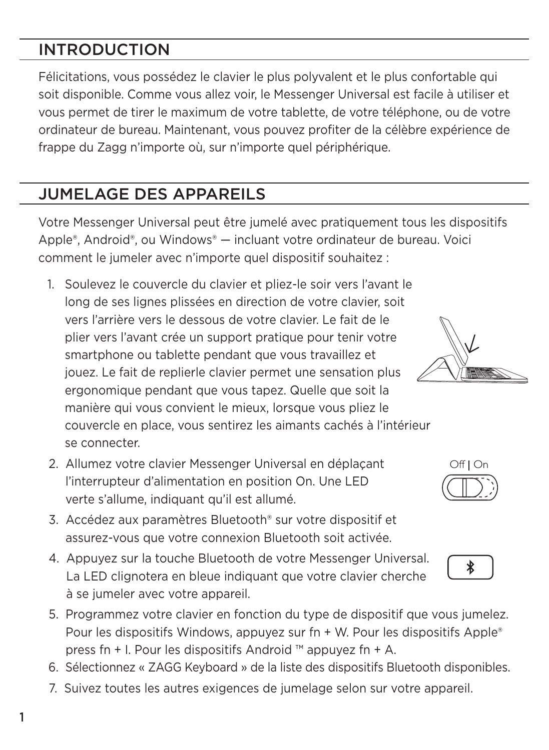## INTRODUCTION

Félicitations, vous possédez le clavier le plus polyvalent et le plus confortable qui soit disponible. Comme vous allez voir, le Messenger Universal est facile à utiliser et vous permet de tirer le maximum de votre tablette, de votre téléphone, ou de votre ordinateur de bureau. Maintenant, vous pouvez profiter de la célèbre expérience de frappe du Zagg n'importe où, sur n'importe quel périphérique.

## JUMELAGE DES APPAREILS

Votre Messenger Universal peut être jumelé avec pratiquement tous les dispositifs Apple®, Android®, ou Windows® — incluant votre ordinateur de bureau. Voici comment le jumeler avec n'importe quel dispositif souhaitez :

1. Soulevez le couvercle du clavier et pliez-le soir vers l'avant le long de ses lignes plissées en direction de votre clavier, soit vers l'arrière vers le dessous de votre clavier. Le fait de le plier vers l'avant crée un support pratique pour tenir votre smartphone ou tablette pendant que vous travaillez et jouez. Le fait de replierle clavier permet une sensation plus ergonomique pendant que vous tapez. Quelle que soit la manière qui vous convient le mieux, lorsque vous pliez le couvercle en place, vous sentirez les aimants cachés à l'intérieur se connecter.
2. Allumez votre clavier Messenger Universal en déplaçant l'interrupteur d'alimentation en position On. Une LED verte s'allume, indiquant qu'il est allumé.

   Off | On

3. Accédez aux paramètres Bluetooth® sur votre dispositif et assurez-vous que votre connexion Bluetooth soit activée.
4. Appuyez sur la touche Bluetooth de votre Messenger Universal. La LED clignotera en bleue indiquant que votre clavier cherche à se jumeler avec votre appareil.
5. Programmez votre clavier en fonction du type de dispositif que vous jumelez. Pour les dispositifs Windows, appuyez sur fn + W. Pour les dispositifs Apple® press fn + I. Pour les dispositifs Android ™ appuyez fn + A.
6. Sélectionnez « ZAGG Keyboard » de la liste des dispositifs Bluetooth disponibles.
7. Suivez toutes les autres exigences de jumelage selon sur votre appareil.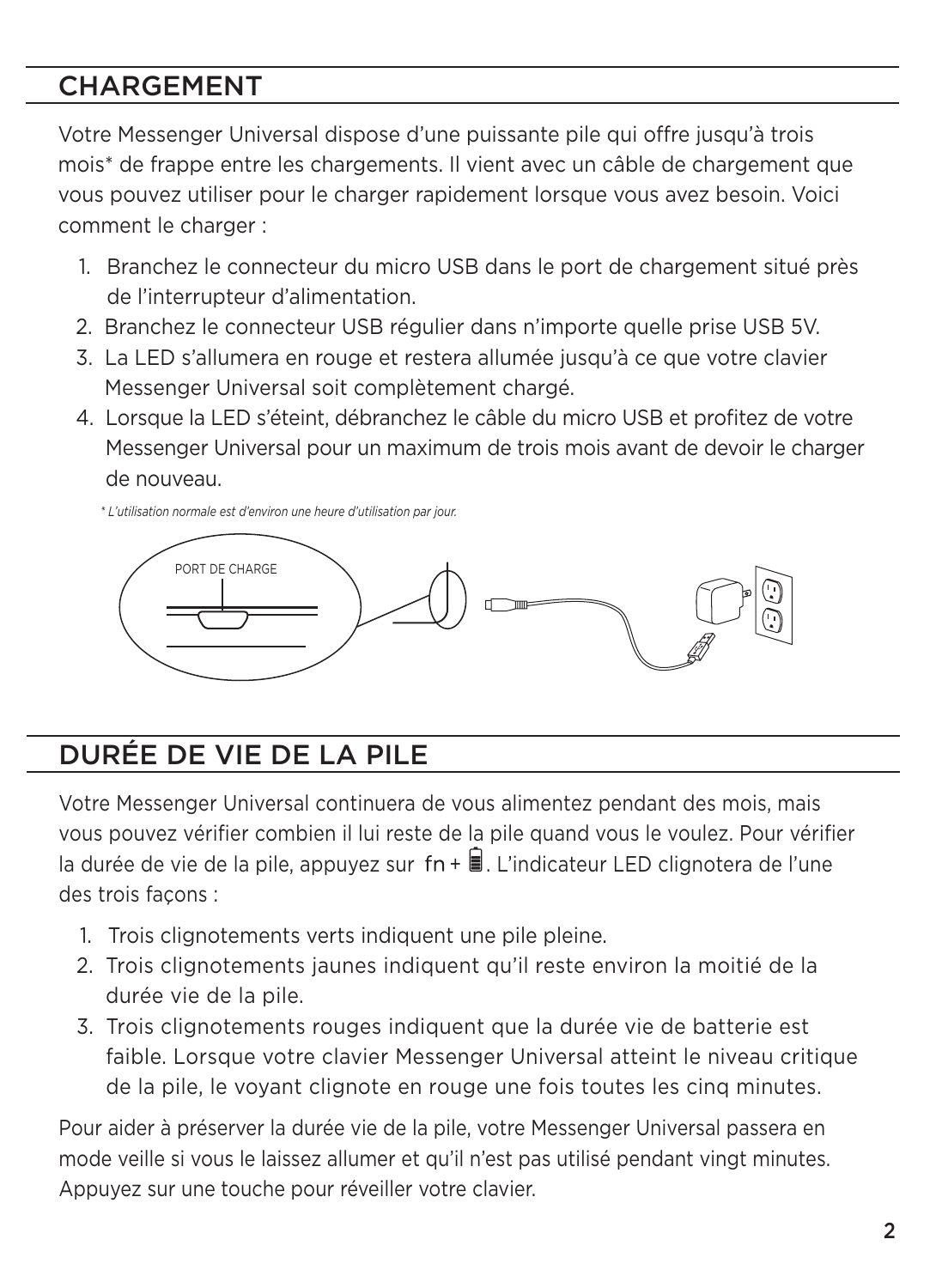## CHARGEMENT

Votre Messenger Universal dispose d'une puissante pile qui offre jusqu'à trois mois* de frappe entre les chargements. Il vient avec un câble de chargement que vous pouvez utiliser pour le charger rapidement lorsque vous avez besoin. Voici comment le charger :

1. Branchez le connecteur du micro USB dans le port de chargement situé près de l'interrupteur d'alimentation.
2. Branchez le connecteur USB régulier dans n'importe quelle prise USB 5V.
3. La LED s'allumera en rouge et restera allumée jusqu'à ce que votre clavier Messenger Universal soit complètement chargé.
4. Lorsque la LED s'éteint, débranchez le câble du micro USB et profitez de votre Messenger Universal pour un maximum de trois mois avant de devoir le charger de nouveau.

*\* L'utilisation normale est d'environ une heure d'utilisation par jour.*

PORT DE CHARGE

## DURÉE DE VIE DE LA PILE

Votre Messenger Universal continuera de vous alimentez pendant des mois, mais vous pouvez vérifier combien il lui reste de la pile quand vous le voulez. Pour vérifier la durée de vie de la pile, appuyez sur fn + 🔋. L'indicateur LED clignotera de l'une des trois façons :

1. Trois clignotements verts indiquent une pile pleine.
2. Trois clignotements jaunes indiquent qu'il reste environ la moitié de la durée vie de la pile.
3. Trois clignotements rouges indiquent que la durée vie de batterie est faible. Lorsque votre clavier Messenger Universal atteint le niveau critique de la pile, le voyant clignote en rouge une fois toutes les cinq minutes.

Pour aider à préserver la durée vie de la pile, votre Messenger Universal passera en mode veille si vous le laissez allumer et qu'il n'est pas utilisé pendant vingt minutes. Appuyez sur une touche pour réveiller votre clavier.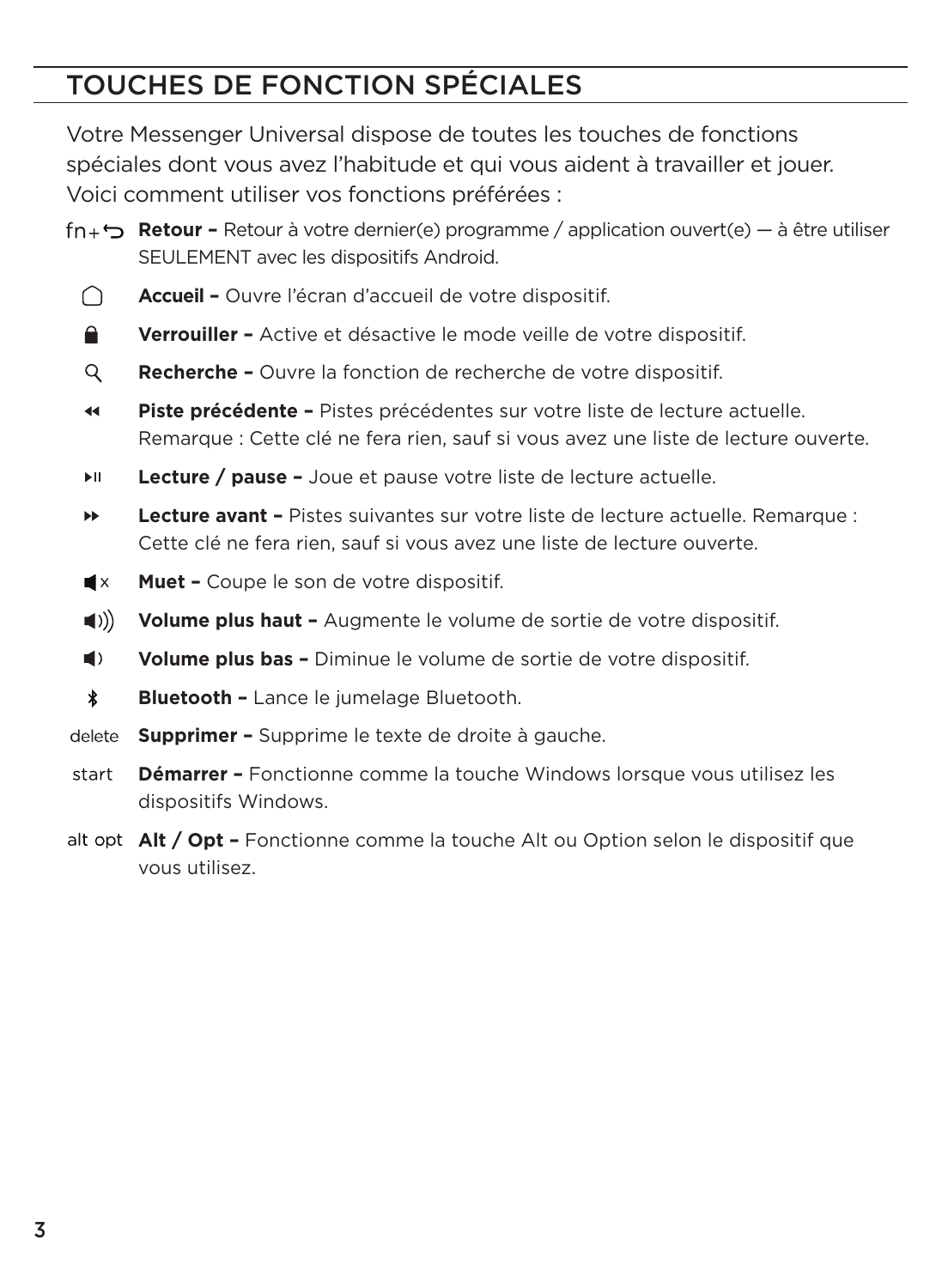## TOUCHES DE FONCTION SPÉCIALES

Votre Messenger Universal dispose de toutes les touches de fonctions spéciales dont vous avez l'habitude et qui vous aident à travailler et jouer. Voici comment utiliser vos fonctions préférées :

- fn+⮌ **Retour –** Retour à votre dernier(e) programme / application ouvert(e) — à être utiliser SEULEMENT avec les dispositifs Android.
- **Accueil –** Ouvre l'écran d'accueil de votre dispositif.
- **Verrouiller –** Active et désactive le mode veille de votre dispositif.
- **Recherche –** Ouvre la fonction de recherche de votre dispositif.
- **Piste précédente –** Pistes précédentes sur votre liste de lecture actuelle. Remarque : Cette clé ne fera rien, sauf si vous avez une liste de lecture ouverte.
- **Lecture / pause –** Joue et pause votre liste de lecture actuelle.
- **Lecture avant –** Pistes suivantes sur votre liste de lecture actuelle. Remarque : Cette clé ne fera rien, sauf si vous avez une liste de lecture ouverte.
- **Muet –** Coupe le son de votre dispositif.
- **Volume plus haut –** Augmente le volume de sortie de votre dispositif.
- **Volume plus bas –** Diminue le volume de sortie de votre dispositif.
- **Bluetooth –** Lance le jumelage Bluetooth.
- delete **Supprimer –** Supprime le texte de droite à gauche.
- start **Démarrer –** Fonctionne comme la touche Windows lorsque vous utilisez les dispositifs Windows.
- alt opt **Alt / Opt –** Fonctionne comme la touche Alt ou Option selon le dispositif que vous utilisez.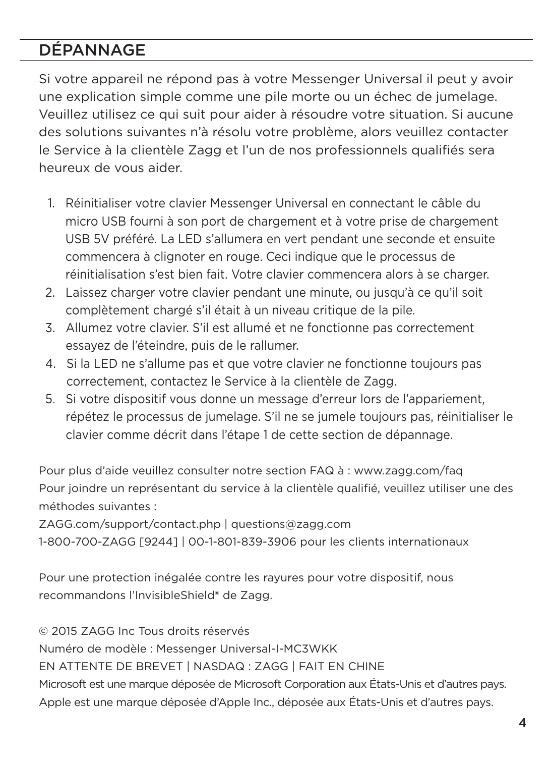# DÉPANNAGE

Si votre appareil ne répond pas à votre Messenger Universal il peut y avoir une explication simple comme une pile morte ou un échec de jumelage. Veuillez utilisez ce qui suit pour aider à résoudre votre situation. Si aucune des solutions suivantes n'à résolu votre problème, alors veuillez contacter le Service à la clientèle Zagg et l'un de nos professionnels qualifiés sera heureux de vous aider.

1. Réinitialiser votre clavier Messenger Universal en connectant le câble du micro USB fourni à son port de chargement et à votre prise de chargement USB 5V préféré. La LED s'allumera en vert pendant une seconde et ensuite commencera à clignoter en rouge. Ceci indique que le processus de réinitialisation s'est bien fait. Votre clavier commencera alors à se charger.
2. Laissez charger votre clavier pendant une minute, ou jusqu'à ce qu'il soit complètement chargé s'il était à un niveau critique de la pile.
3. Allumez votre clavier. S'il est allumé et ne fonctionne pas correctement essayez de l'éteindre, puis de le rallumer.
4. Si la LED ne s'allume pas et que votre clavier ne fonctionne toujours pas correctement, contactez le Service à la clientèle de Zagg.
5. Si votre dispositif vous donne un message d'erreur lors de l'appariement, répétez le processus de jumelage. S'il ne se jumele toujours pas, réinitialiser le clavier comme décrit dans l'étape 1 de cette section de dépannage.

Pour plus d'aide veuillez consulter notre section FAQ à : www.zagg.com/faq
Pour joindre un représentant du service à la clientèle qualifié, veuillez utiliser une des méthodes suivantes :
ZAGG.com/support/contact.php | questions@zagg.com
1-800-700-ZAGG [9244] | 00-1-801-839-3906 pour les clients internationaux

Pour une protection inégalée contre les rayures pour votre dispositif, nous recommandons l'InvisibleShield® de Zagg.

© 2015 ZAGG Inc Tous droits réservés
Numéro de modèle : Messenger Universal-I-MC3WKK
EN ATTENTE DE BREVET | NASDAQ : ZAGG | FAIT EN CHINE
Microsoft est une marque déposée de Microsoft Corporation aux États-Unis et d'autres pays.
Apple est une marque déposée d'Apple Inc., déposée aux États-Unis et d'autres pays.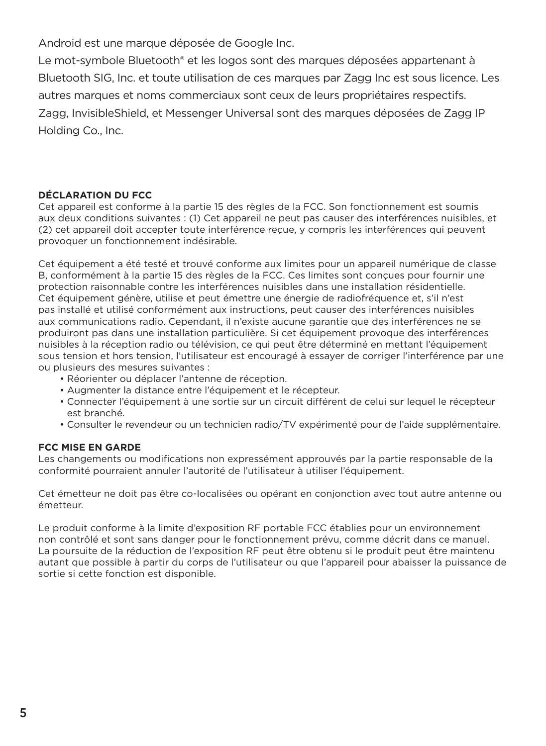Android est une marque déposée de Google Inc.

Le mot-symbole Bluetooth® et les logos sont des marques déposées appartenant à Bluetooth SIG, Inc. et toute utilisation de ces marques par Zagg Inc est sous licence. Les autres marques et noms commerciaux sont ceux de leurs propriétaires respectifs.

Zagg, InvisibleShield, et Messenger Universal sont des marques déposées de Zagg IP Holding Co., Inc.

**DÉCLARATION DU FCC**

Cet appareil est conforme à la partie 15 des règles de la FCC. Son fonctionnement est soumis aux deux conditions suivantes : (1) Cet appareil ne peut pas causer des interférences nuisibles, et (2) cet appareil doit accepter toute interférence reçue, y compris les interférences qui peuvent provoquer un fonctionnement indésirable.

Cet équipement a été testé et trouvé conforme aux limites pour un appareil numérique de classe B, conformément à la partie 15 des règles de la FCC. Ces limites sont conçues pour fournir une protection raisonnable contre les interférences nuisibles dans une installation résidentielle. Cet équipement génère, utilise et peut émettre une énergie de radiofréquence et, s'il n'est pas installé et utilisé conformément aux instructions, peut causer des interférences nuisibles aux communications radio. Cependant, il n'existe aucune garantie que des interférences ne se produiront pas dans une installation particulière. Si cet équipement provoque des interférences nuisibles à la réception radio ou télévision, ce qui peut être déterminé en mettant l'équipement sous tension et hors tension, l'utilisateur est encouragé à essayer de corriger l'interférence par une ou plusieurs des mesures suivantes :

- Réorienter ou déplacer l'antenne de réception.
- Augmenter la distance entre l'équipement et le récepteur.
- Connecter l'équipement à une sortie sur un circuit différent de celui sur lequel le récepteur est branché.
- Consulter le revendeur ou un technicien radio/TV expérimenté pour de l'aide supplémentaire.

**FCC MISE EN GARDE**

Les changements ou modifications non expressément approuvés par la partie responsable de la conformité pourraient annuler l'autorité de l'utilisateur à utiliser l'équipement.

Cet émetteur ne doit pas être co-localisées ou opérant en conjonction avec tout autre antenne ou émetteur.

Le produit conforme à la limite d'exposition RF portable FCC établies pour un environnement non contrôlé et sont sans danger pour le fonctionnement prévu, comme décrit dans ce manuel. La poursuite de la réduction de l'exposition RF peut être obtenu si le produit peut être maintenu autant que possible à partir du corps de l'utilisateur ou que l'appareil pour abaisser la puissance de sortie si cette fonction est disponible.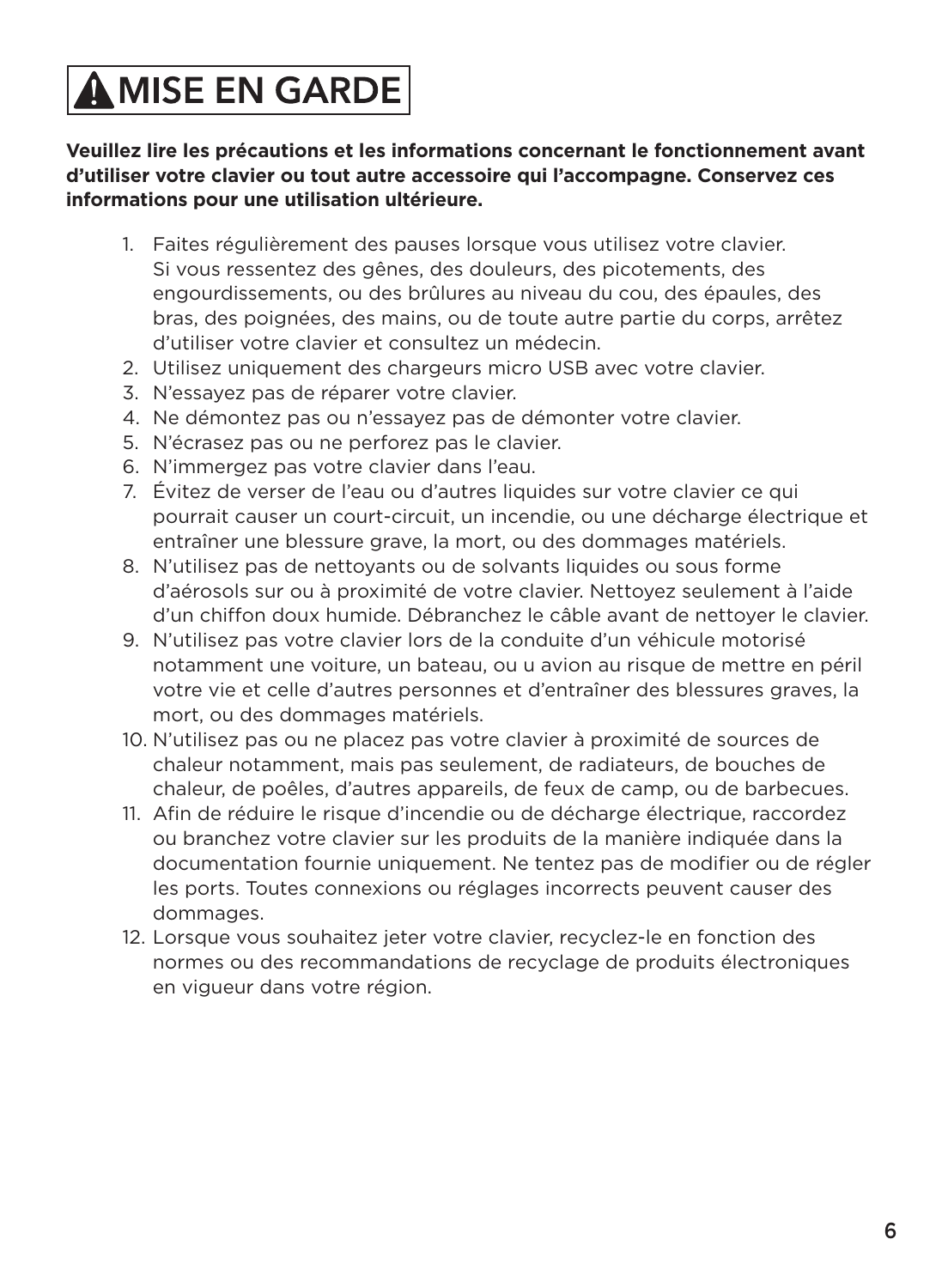# ⚠ MISE EN GARDE

**Veuillez lire les précautions et les informations concernant le fonctionnement avant d'utiliser votre clavier ou tout autre accessoire qui l'accompagne. Conservez ces informations pour une utilisation ultérieure.**

1. Faites régulièrement des pauses lorsque vous utilisez votre clavier. Si vous ressentez des gênes, des douleurs, des picotements, des engourdissements, ou des brûlures au niveau du cou, des épaules, des bras, des poignées, des mains, ou de toute autre partie du corps, arrêtez d'utiliser votre clavier et consultez un médecin.
2. Utilisez uniquement des chargeurs micro USB avec votre clavier.
3. N'essayez pas de réparer votre clavier.
4. Ne démontez pas ou n'essayez pas de démonter votre clavier.
5. N'écrasez pas ou ne perforez pas le clavier.
6. N'immergez pas votre clavier dans l'eau.
7. Évitez de verser de l'eau ou d'autres liquides sur votre clavier ce qui pourrait causer un court-circuit, un incendie, ou une décharge électrique et entraîner une blessure grave, la mort, ou des dommages matériels.
8. N'utilisez pas de nettoyants ou de solvants liquides ou sous forme d'aérosols sur ou à proximité de votre clavier. Nettoyez seulement à l'aide d'un chiffon doux humide. Débranchez le câble avant de nettoyer le clavier.
9. N'utilisez pas votre clavier lors de la conduite d'un véhicule motorisé notamment une voiture, un bateau, ou u avion au risque de mettre en péril votre vie et celle d'autres personnes et d'entraîner des blessures graves, la mort, ou des dommages matériels.
10. N'utilisez pas ou ne placez pas votre clavier à proximité de sources de chaleur notamment, mais pas seulement, de radiateurs, de bouches de chaleur, de poêles, d'autres appareils, de feux de camp, ou de barbecues.
11. Afin de réduire le risque d'incendie ou de décharge électrique, raccordez ou branchez votre clavier sur les produits de la manière indiquée dans la documentation fournie uniquement. Ne tentez pas de modifier ou de régler les ports. Toutes connexions ou réglages incorrects peuvent causer des dommages.
12. Lorsque vous souhaitez jeter votre clavier, recyclez-le en fonction des normes ou des recommandations de recyclage de produits électroniques en vigueur dans votre région.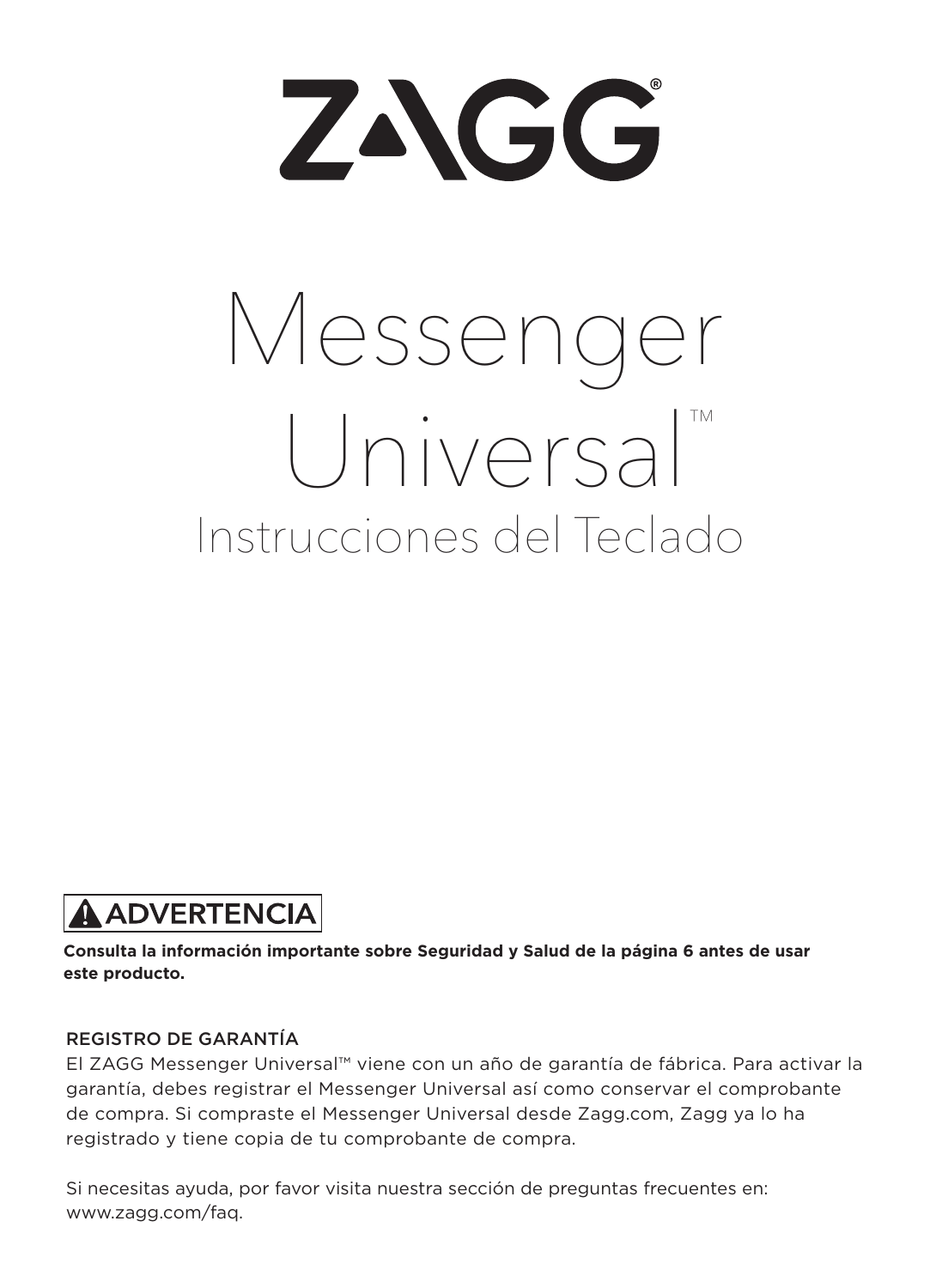# ZAGG®

# Messenger Universal™

## Instrucciones del Teclado

**⚠ ADVERTENCIA**

**Consulta la información importante sobre Seguridad y Salud de la página 6 antes de usar este producto.**

REGISTRO DE GARANTÍA

El ZAGG Messenger Universal™ viene con un año de garantía de fábrica. Para activar la garantía, debes registrar el Messenger Universal así como conservar el comprobante de compra. Si compraste el Messenger Universal desde Zagg.com, Zagg ya lo ha registrado y tiene copia de tu comprobante de compra.

Si necesitas ayuda, por favor visita nuestra sección de preguntas frecuentes en: www.zagg.com/faq.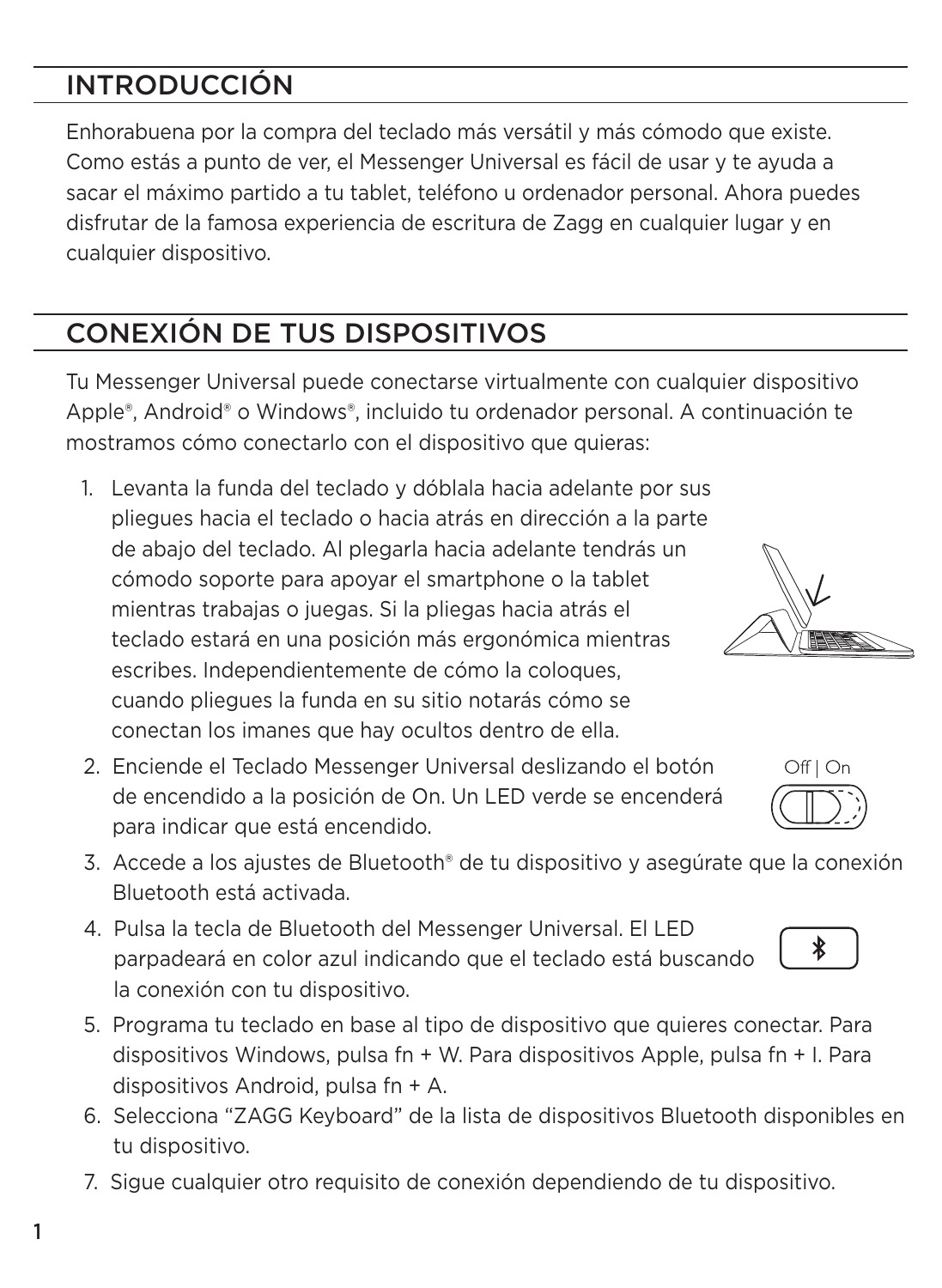## INTRODUCCIÓN

Enhorabuena por la compra del teclado más versátil y más cómodo que existe. Como estás a punto de ver, el Messenger Universal es fácil de usar y te ayuda a sacar el máximo partido a tu tablet, teléfono u ordenador personal. Ahora puedes disfrutar de la famosa experiencia de escritura de Zagg en cualquier lugar y en cualquier dispositivo.

## CONEXIÓN DE TUS DISPOSITIVOS

Tu Messenger Universal puede conectarse virtualmente con cualquier dispositivo Apple®, Android® o Windows®, incluido tu ordenador personal. A continuación te mostramos cómo conectarlo con el dispositivo que quieras:

1. Levanta la funda del teclado y dóblala hacia adelante por sus pliegues hacia el teclado o hacia atrás en dirección a la parte de abajo del teclado. Al plegarla hacia adelante tendrás un cómodo soporte para apoyar el smartphone o la tablet mientras trabajas o juegas. Si la pliegas hacia atrás el teclado estará en una posición más ergonómica mientras escribes. Independientemente de cómo la coloques, cuando pliegues la funda en su sitio notarás cómo se conectan los imanes que hay ocultos dentro de ella.
2. Enciende el Teclado Messenger Universal deslizando el botón de encendido a la posición de On. Un LED verde se encenderá para indicar que está encendido.
3. Accede a los ajustes de Bluetooth® de tu dispositivo y asegúrate que la conexión Bluetooth está activada.
4. Pulsa la tecla de Bluetooth del Messenger Universal. El LED parpadeará en color azul indicando que el teclado está buscando la conexión con tu dispositivo.
5. Programa tu teclado en base al tipo de dispositivo que quieres conectar. Para dispositivos Windows, pulsa fn + W. Para dispositivos Apple, pulsa fn + I. Para dispositivos Android, pulsa fn + A.
6. Selecciona “ZAGG Keyboard” de la lista de dispositivos Bluetooth disponibles en tu dispositivo.
7. Sigue cualquier otro requisito de conexión dependiendo de tu dispositivo.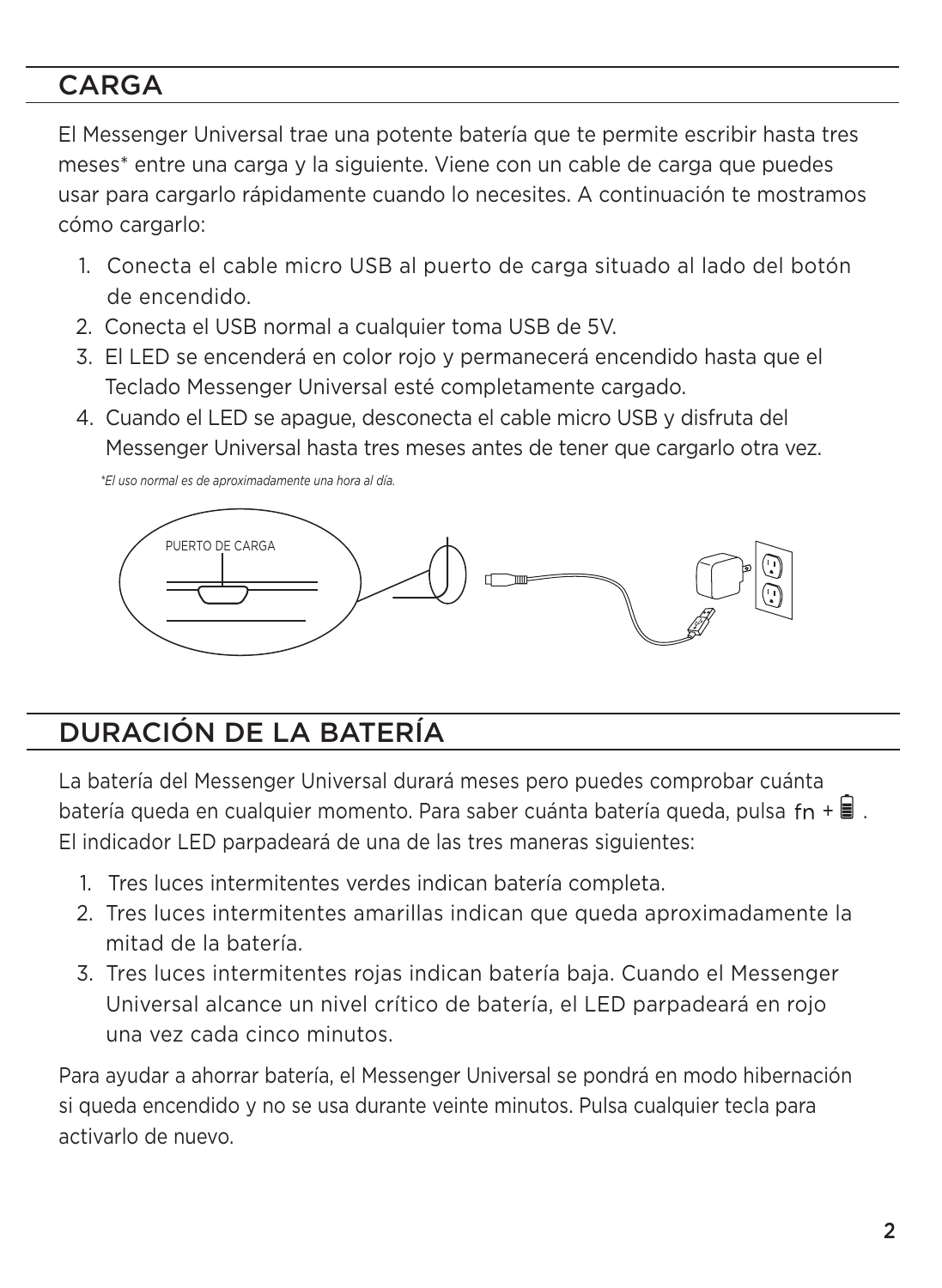## CARGA

El Messenger Universal trae una potente batería que te permite escribir hasta tres meses* entre una carga y la siguiente. Viene con un cable de carga que puedes usar para cargarlo rápidamente cuando lo necesites. A continuación te mostramos cómo cargarlo:

1. Conecta el cable micro USB al puerto de carga situado al lado del botón de encendido.
2. Conecta el USB normal a cualquier toma USB de 5V.
3. El LED se encenderá en color rojo y permanecerá encendido hasta que el Teclado Messenger Universal esté completamente cargado.
4. Cuando el LED se apague, desconecta el cable micro USB y disfruta del Messenger Universal hasta tres meses antes de tener que cargarlo otra vez.

*\*El uso normal es de aproximadamente una hora al día.*

PUERTO DE CARGA

## DURACIÓN DE LA BATERÍA

La batería del Messenger Universal durará meses pero puedes comprobar cuánta batería queda en cualquier momento. Para saber cuánta batería queda, pulsa fn + 🔋. El indicador LED parpadeará de una de las tres maneras siguientes:

1. Tres luces intermitentes verdes indican batería completa.
2. Tres luces intermitentes amarillas indican que queda aproximadamente la mitad de la batería.
3. Tres luces intermitentes rojas indican batería baja. Cuando el Messenger Universal alcance un nivel crítico de batería, el LED parpadeará en rojo una vez cada cinco minutos.

Para ayudar a ahorrar batería, el Messenger Universal se pondrá en modo hibernación si queda encendido y no se usa durante veinte minutos. Pulsa cualquier tecla para activarlo de nuevo.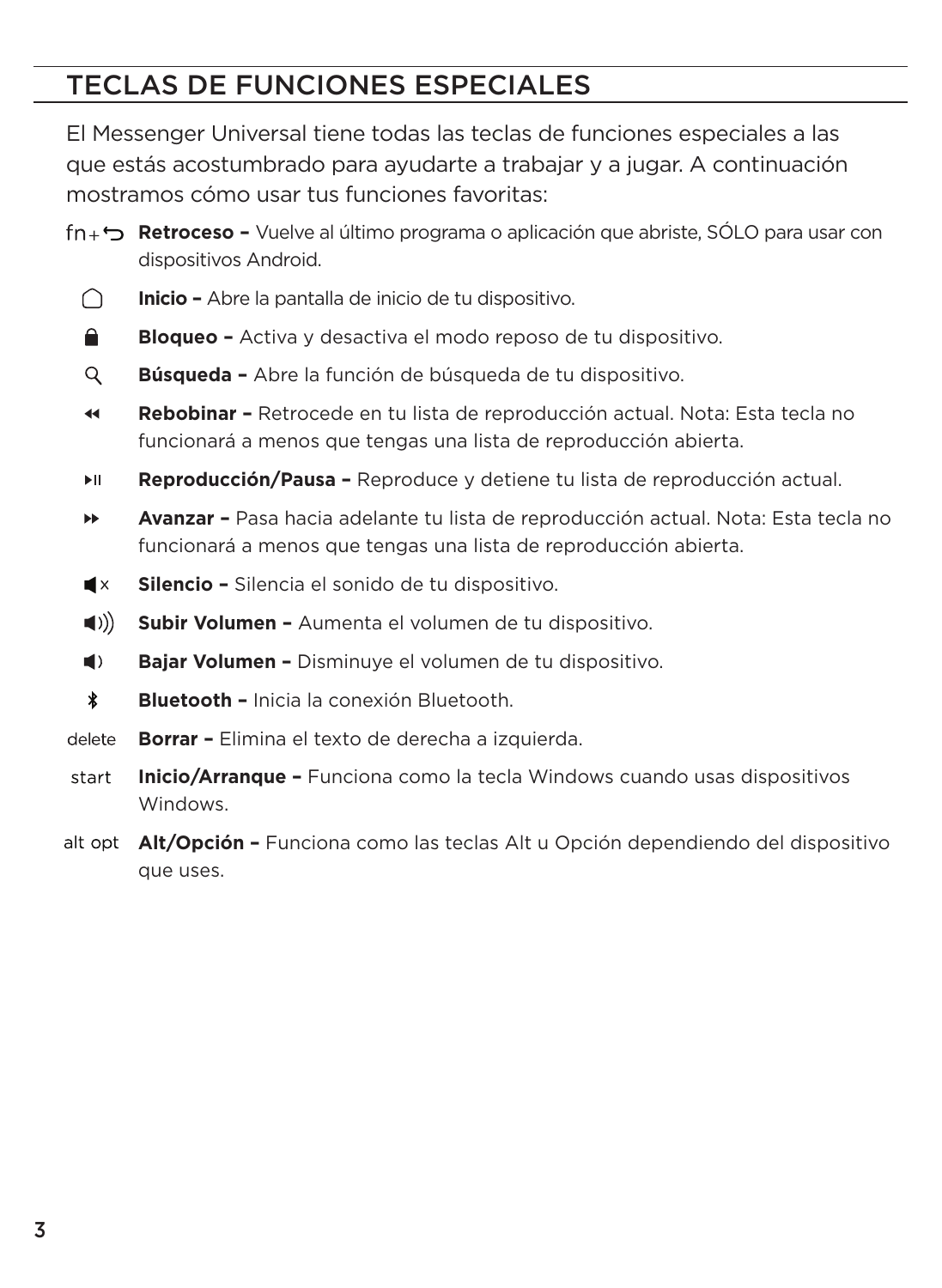## TECLAS DE FUNCIONES ESPECIALES

El Messenger Universal tiene todas las teclas de funciones especiales a las que estás acostumbrado para ayudarte a trabajar y a jugar. A continuación mostramos cómo usar tus funciones favoritas:

- fn+ ⮌ **Retroceso –** Vuelve al último programa o aplicación que abriste, SÓLO para usar con dispositivos Android.
- **Inicio –** Abre la pantalla de inicio de tu dispositivo.
- **Bloqueo –** Activa y desactiva el modo reposo de tu dispositivo.
- **Búsqueda –** Abre la función de búsqueda de tu dispositivo.
- **Rebobinar –** Retrocede en tu lista de reproducción actual. Nota: Esta tecla no funcionará a menos que tengas una lista de reproducción abierta.
- **Reproducción/Pausa –** Reproduce y detiene tu lista de reproducción actual.
- **Avanzar –** Pasa hacia adelante tu lista de reproducción actual. Nota: Esta tecla no funcionará a menos que tengas una lista de reproducción abierta.
- **Silencio –** Silencia el sonido de tu dispositivo.
- **Subir Volumen –** Aumenta el volumen de tu dispositivo.
- **Bajar Volumen –** Disminuye el volumen de tu dispositivo.
- **Bluetooth –** Inicia la conexión Bluetooth.
- delete **Borrar –** Elimina el texto de derecha a izquierda.
- start **Inicio/Arranque –** Funciona como la tecla Windows cuando usas dispositivos Windows.
- alt opt **Alt/Opción –** Funciona como las teclas Alt u Opción dependiendo del dispositivo que uses.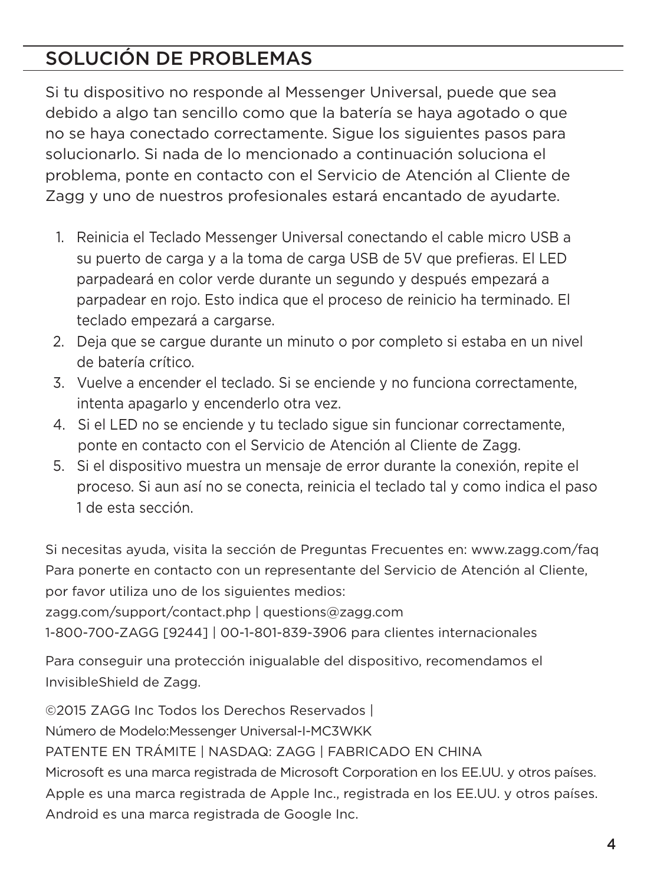## SOLUCIÓN DE PROBLEMAS

Si tu dispositivo no responde al Messenger Universal, puede que sea debido a algo tan sencillo como que la batería se haya agotado o que no se haya conectado correctamente. Sigue los siguientes pasos para solucionarlo. Si nada de lo mencionado a continuación soluciona el problema, ponte en contacto con el Servicio de Atención al Cliente de Zagg y uno de nuestros profesionales estará encantado de ayudarte.

1. Reinicia el Teclado Messenger Universal conectando el cable micro USB a su puerto de carga y a la toma de carga USB de 5V que prefieras. El LED parpadeará en color verde durante un segundo y después empezará a parpadear en rojo. Esto indica que el proceso de reinicio ha terminado. El teclado empezará a cargarse.
2. Deja que se cargue durante un minuto o por completo si estaba en un nivel de batería crítico.
3. Vuelve a encender el teclado. Si se enciende y no funciona correctamente, intenta apagarlo y encenderlo otra vez.
4. Si el LED no se enciende y tu teclado sigue sin funcionar correctamente, ponte en contacto con el Servicio de Atención al Cliente de Zagg.
5. Si el dispositivo muestra un mensaje de error durante la conexión, repite el proceso. Si aun así no se conecta, reinicia el teclado tal y como indica el paso 1 de esta sección.

Si necesitas ayuda, visita la sección de Preguntas Frecuentes en: www.zagg.com/faq
Para ponerte en contacto con un representante del Servicio de Atención al Cliente, por favor utiliza uno de los siguientes medios:
zagg.com/support/contact.php | questions@zagg.com
1-800-700-ZAGG [9244] | 00-1-801-839-3906 para clientes internacionales

Para conseguir una protección inigualable del dispositivo, recomendamos el InvisibleShield de Zagg.

©2015 ZAGG Inc Todos los Derechos Reservados |
Número de Modelo:Messenger Universal-I-MC3WKK
PATENTE EN TRÁMITE | NASDAQ: ZAGG | FABRICADO EN CHINA
Microsoft es una marca registrada de Microsoft Corporation en los EE.UU. y otros países.
Apple es una marca registrada de Apple Inc., registrada en los EE.UU. y otros países.
Android es una marca registrada de Google Inc.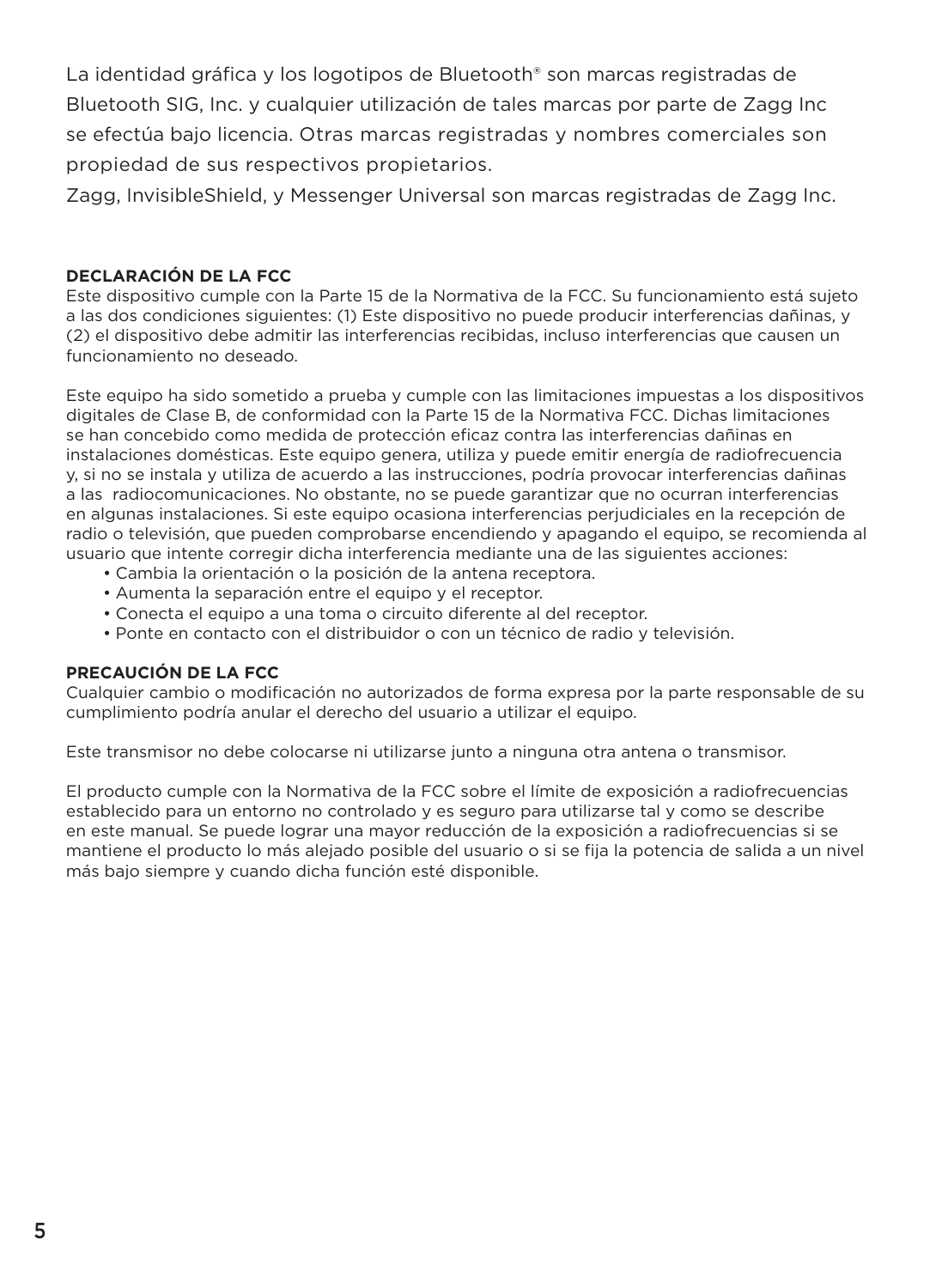La identidad gráfica y los logotipos de Bluetooth® son marcas registradas de Bluetooth SIG, Inc. y cualquier utilización de tales marcas por parte de Zagg Inc se efectúa bajo licencia. Otras marcas registradas y nombres comerciales son propiedad de sus respectivos propietarios.

Zagg, InvisibleShield, y Messenger Universal son marcas registradas de Zagg Inc.

**DECLARACIÓN DE LA FCC**

Este dispositivo cumple con la Parte 15 de la Normativa de la FCC. Su funcionamiento está sujeto a las dos condiciones siguientes: (1) Este dispositivo no puede producir interferencias dañinas, y (2) el dispositivo debe admitir las interferencias recibidas, incluso interferencias que causen un funcionamiento no deseado.

Este equipo ha sido sometido a prueba y cumple con las limitaciones impuestas a los dispositivos digitales de Clase B, de conformidad con la Parte 15 de la Normativa FCC. Dichas limitaciones se han concebido como medida de protección eficaz contra las interferencias dañinas en instalaciones domésticas. Este equipo genera, utiliza y puede emitir energía de radiofrecuencia y, si no se instala y utiliza de acuerdo a las instrucciones, podría provocar interferencias dañinas a las radiocomunicaciones. No obstante, no se puede garantizar que no ocurran interferencias en algunas instalaciones. Si este equipo ocasiona interferencias perjudiciales en la recepción de radio o televisión, que pueden comprobarse encendiendo y apagando el equipo, se recomienda al usuario que intente corregir dicha interferencia mediante una de las siguientes acciones:

- Cambia la orientación o la posición de la antena receptora.
- Aumenta la separación entre el equipo y el receptor.
- Conecta el equipo a una toma o circuito diferente al del receptor.
- Ponte en contacto con el distribuidor o con un técnico de radio y televisión.

**PRECAUCIÓN DE LA FCC**

Cualquier cambio o modificación no autorizados de forma expresa por la parte responsable de su cumplimiento podría anular el derecho del usuario a utilizar el equipo.

Este transmisor no debe colocarse ni utilizarse junto a ninguna otra antena o transmisor.

El producto cumple con la Normativa de la FCC sobre el límite de exposición a radiofrecuencias establecido para un entorno no controlado y es seguro para utilizarse tal y como se describe en este manual. Se puede lograr una mayor reducción de la exposición a radiofrecuencias si se mantiene el producto lo más alejado posible del usuario o si se fija la potencia de salida a un nivel más bajo siempre y cuando dicha función esté disponible.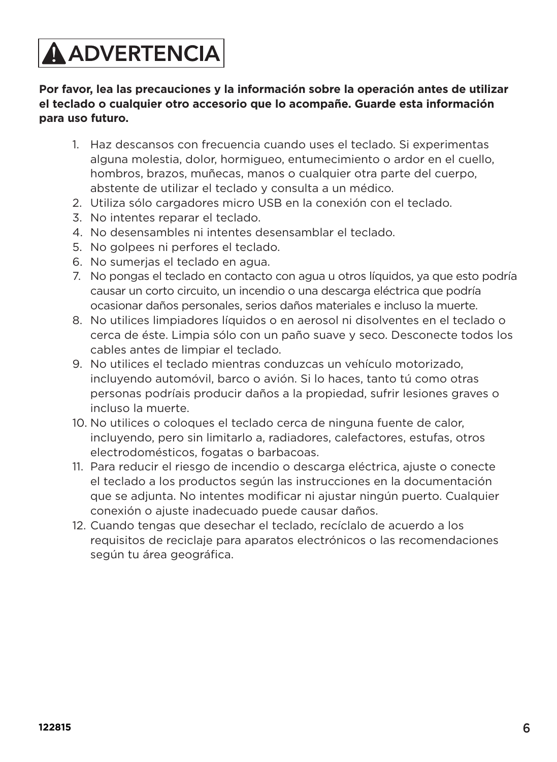# ⚠ ADVERTENCIA

**Por favor, lea las precauciones y la información sobre la operación antes de utilizar el teclado o cualquier otro accesorio que lo acompañe. Guarde esta información para uso futuro.**

1. Haz descansos con frecuencia cuando uses el teclado. Si experimentas alguna molestia, dolor, hormigueo, entumecimiento o ardor en el cuello, hombros, brazos, muñecas, manos o cualquier otra parte del cuerpo, abstente de utilizar el teclado y consulta a un médico.
2. Utiliza sólo cargadores micro USB en la conexión con el teclado.
3. No intentes reparar el teclado.
4. No desensambles ni intentes desensamblar el teclado.
5. No golpees ni perfores el teclado.
6. No sumerjas el teclado en agua.
7. No pongas el teclado en contacto con agua u otros líquidos, ya que esto podría causar un corto circuito, un incendio o una descarga eléctrica que podría ocasionar daños personales, serios daños materiales e incluso la muerte.
8. No utilices limpiadores líquidos o en aerosol ni disolventes en el teclado o cerca de éste. Limpia sólo con un paño suave y seco. Desconecte todos los cables antes de limpiar el teclado.
9. No utilices el teclado mientras conduzcas un vehículo motorizado, incluyendo automóvil, barco o avión. Si lo haces, tanto tú como otras personas podríais producir daños a la propiedad, sufrir lesiones graves o incluso la muerte.
10. No utilices o coloques el teclado cerca de ninguna fuente de calor, incluyendo, pero sin limitarlo a, radiadores, calefactores, estufas, otros electrodomésticos, fogatas o barbacoas.
11. Para reducir el riesgo de incendio o descarga eléctrica, ajuste o conecte el teclado a los productos según las instrucciones en la documentación que se adjunta. No intentes modificar ni ajustar ningún puerto. Cualquier conexión o ajuste inadecuado puede causar daños.
12. Cuando tengas que desechar el teclado, recíclalo de acuerdo a los requisitos de reciclaje para aparatos electrónicos o las recomendaciones según tu área geográfica.

**122815**